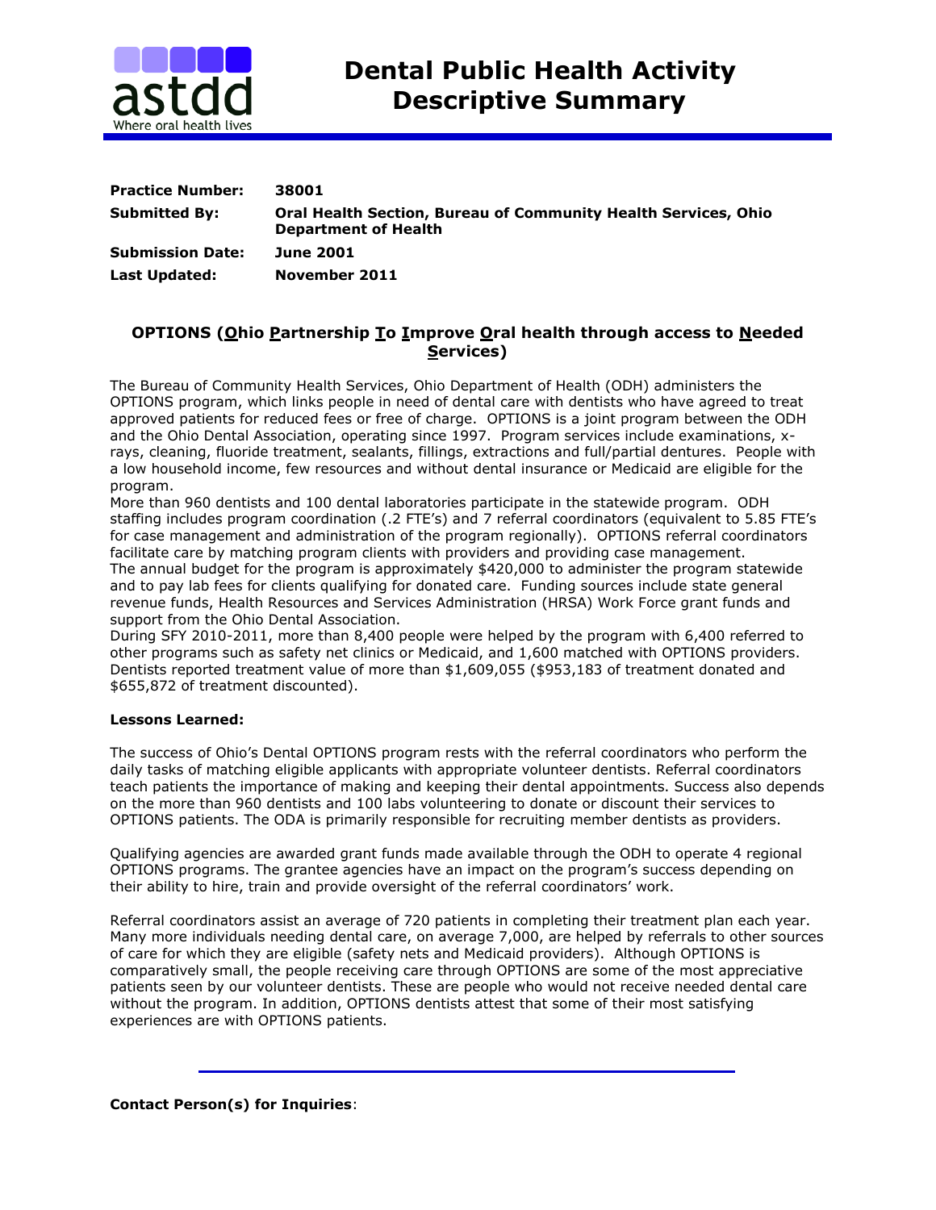# Dental Public Health Activity Descriptive Summary

| | |
|---|---|
| **Practice Number:** | **38001** |
| **Submitted By:** | **Oral Health Section, Bureau of Community Health Services, Ohio Department of Health** |
| **Submission Date:** | **June 2001** |
| **Last Updated:** | **November 2011** |

## OPTIONS (<u>O</u>hio <u>P</u>artnership <u>T</u>o <u>I</u>mprove <u>O</u>ral health through access to <u>N</u>eeded <u>S</u>ervices)

The Bureau of Community Health Services, Ohio Department of Health (ODH) administers the OPTIONS program, which links people in need of dental care with dentists who have agreed to treat approved patients for reduced fees or free of charge. OPTIONS is a joint program between the ODH and the Ohio Dental Association, operating since 1997. Program services include examinations, x-rays, cleaning, fluoride treatment, sealants, fillings, extractions and full/partial dentures. People with a low household income, few resources and without dental insurance or Medicaid are eligible for the program.

More than 960 dentists and 100 dental laboratories participate in the statewide program. ODH staffing includes program coordination (.2 FTE's) and 7 referral coordinators (equivalent to 5.85 FTE's for case management and administration of the program regionally). OPTIONS referral coordinators facilitate care by matching program clients with providers and providing case management.

The annual budget for the program is approximately $420,000 to administer the program statewide and to pay lab fees for clients qualifying for donated care. Funding sources include state general revenue funds, Health Resources and Services Administration (HRSA) Work Force grant funds and support from the Ohio Dental Association.

During SFY 2010-2011, more than 8,400 people were helped by the program with 6,400 referred to other programs such as safety net clinics or Medicaid, and 1,600 matched with OPTIONS providers. Dentists reported treatment value of more than $1,609,055 ($953,183 of treatment donated and $655,872 of treatment discounted).

**Lessons Learned:**

The success of Ohio's Dental OPTIONS program rests with the referral coordinators who perform the daily tasks of matching eligible applicants with appropriate volunteer dentists. Referral coordinators teach patients the importance of making and keeping their dental appointments. Success also depends on the more than 960 dentists and 100 labs volunteering to donate or discount their services to OPTIONS patients. The ODA is primarily responsible for recruiting member dentists as providers.

Qualifying agencies are awarded grant funds made available through the ODH to operate 4 regional OPTIONS programs. The grantee agencies have an impact on the program's success depending on their ability to hire, train and provide oversight of the referral coordinators' work.

Referral coordinators assist an average of 720 patients in completing their treatment plan each year. Many more individuals needing dental care, on average 7,000, are helped by referrals to other sources of care for which they are eligible (safety nets and Medicaid providers). Although OPTIONS is comparatively small, the people receiving care through OPTIONS are some of the most appreciative patients seen by our volunteer dentists. These are people who would not receive needed dental care without the program. In addition, OPTIONS dentists attest that some of their most satisfying experiences are with OPTIONS patients.

---

**Contact Person(s) for Inquiries**: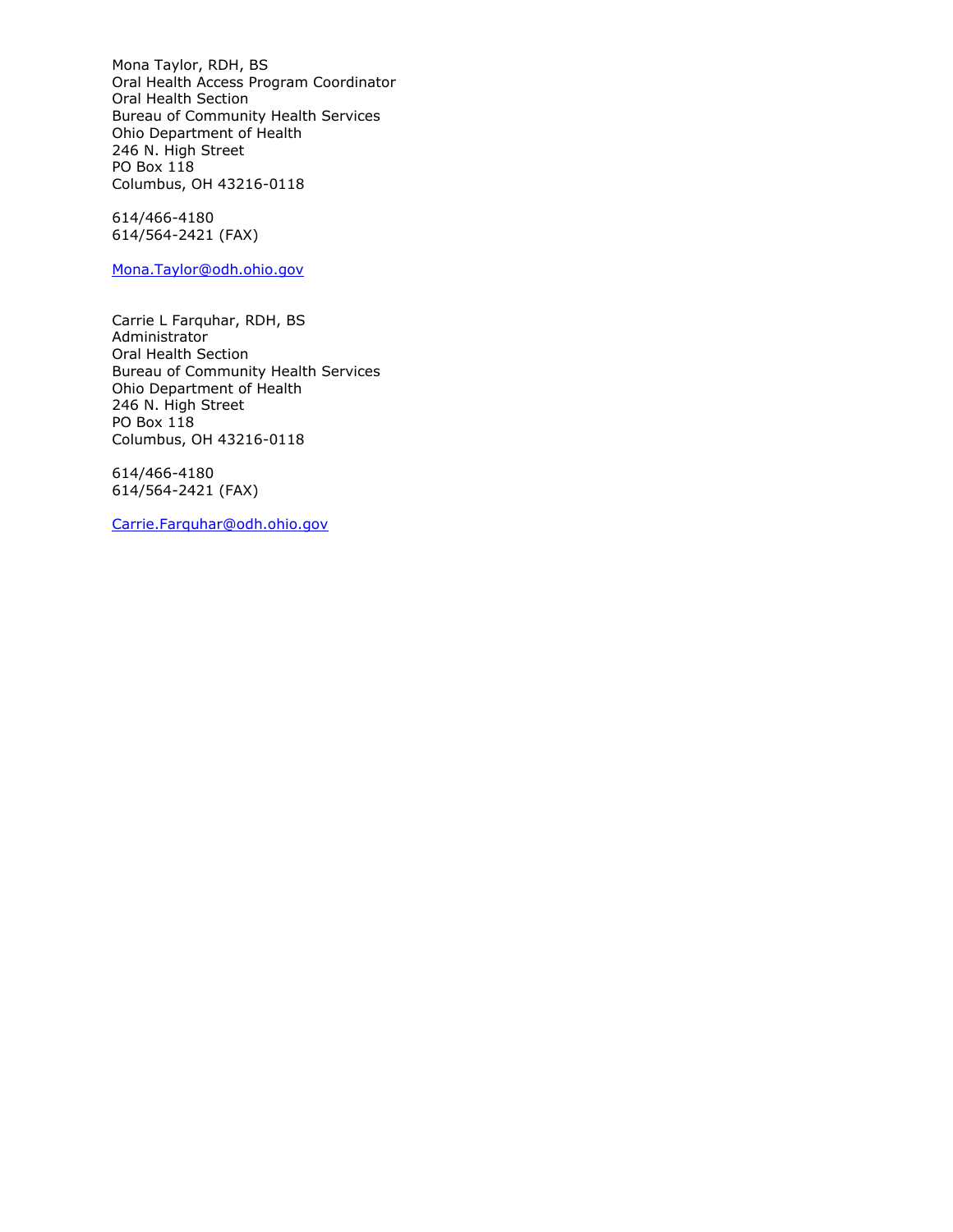Mona Taylor, RDH, BS
Oral Health Access Program Coordinator
Oral Health Section
Bureau of Community Health Services
Ohio Department of Health
246 N. High Street
PO Box 118
Columbus, OH 43216-0118

614/466-4180
614/564-2421 (FAX)

Mona.Taylor@odh.ohio.gov

Carrie L Farquhar, RDH, BS
Administrator
Oral Health Section
Bureau of Community Health Services
Ohio Department of Health
246 N. High Street
PO Box 118
Columbus, OH 43216-0118

614/466-4180
614/564-2421 (FAX)

Carrie.Farquhar@odh.ohio.gov